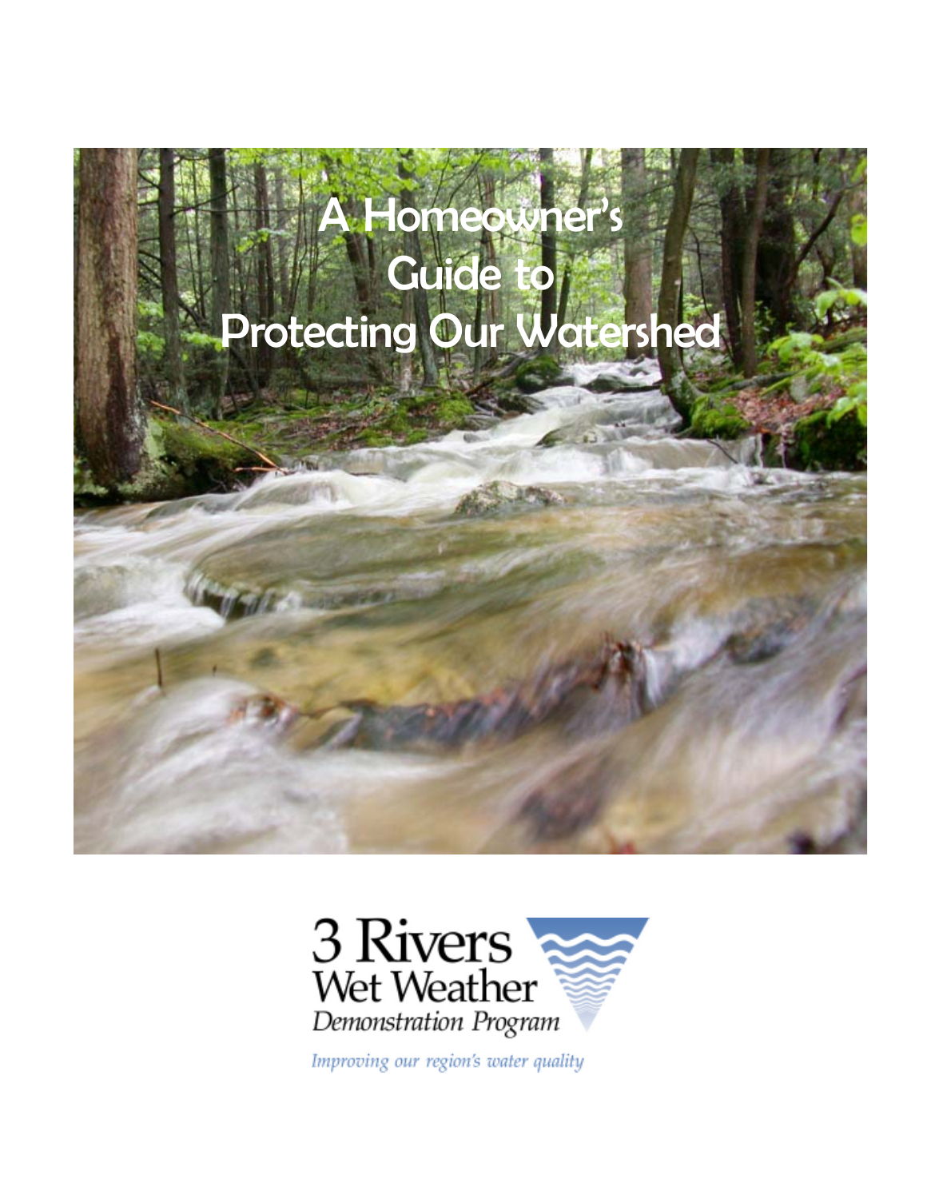# A Homeowner's Guide to Protecting Our Watershed

3 Rivers Wet Weather Demonstration Program

*Improving our region's water quality*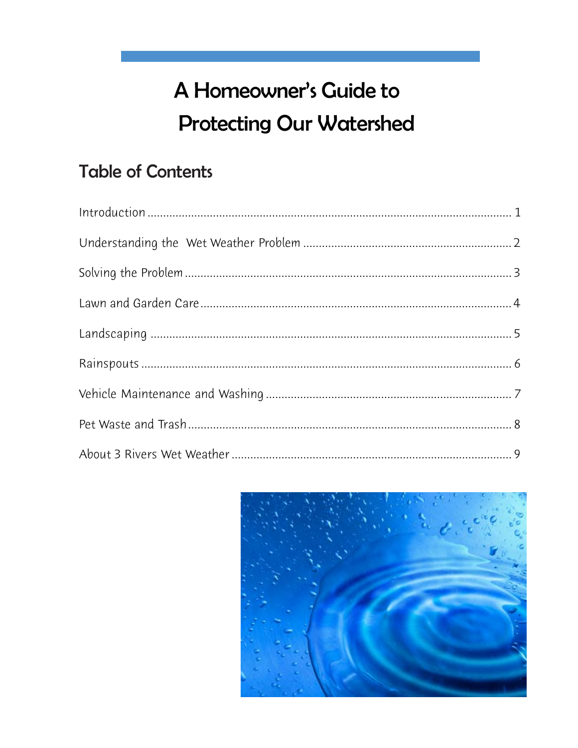# A Homeowner's Guide to Protecting Our Watershed

## Table of Contents

Introduction ........ 1

Understanding the Wet Weather Problem ........ 2

Solving the Problem ........ 3

Lawn and Garden Care ........ 4

Landscaping ........ 5

Rainspouts ........ 6

Vehicle Maintenance and Washing ........ 7

Pet Waste and Trash ........ 8

About 3 Rivers Wet Weather ........ 9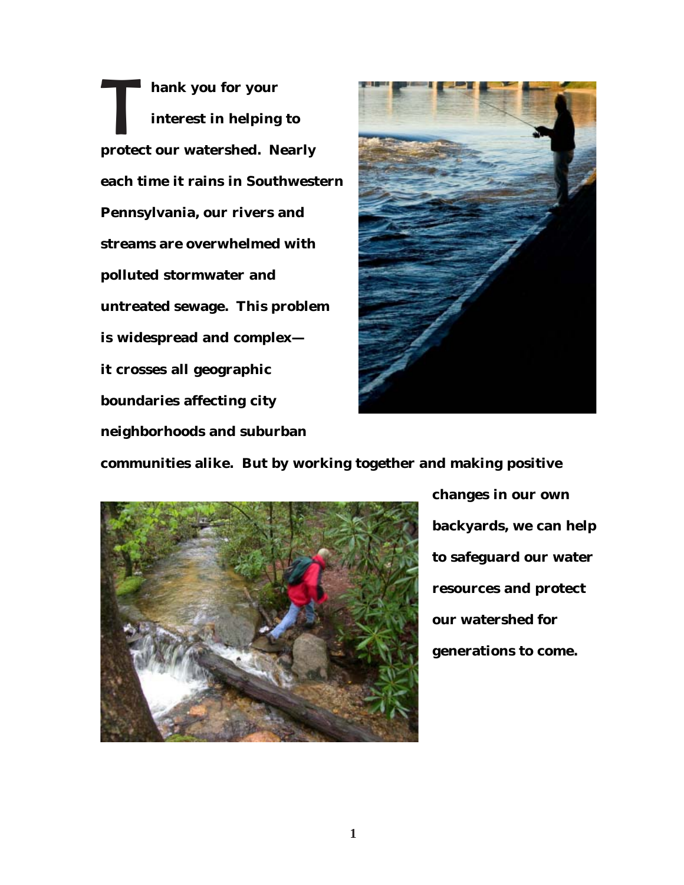**Thank you for your interest in helping to protect our watershed. Nearly each time it rains in Southwestern Pennsylvania, our rivers and streams are overwhelmed with polluted stormwater and untreated sewage. This problem is widespread and complex—it crosses all geographic boundaries affecting city neighborhoods and suburban communities alike. But by working together and making positive changes in our own backyards, we can help to safeguard our water resources and protect our watershed for generations to come.**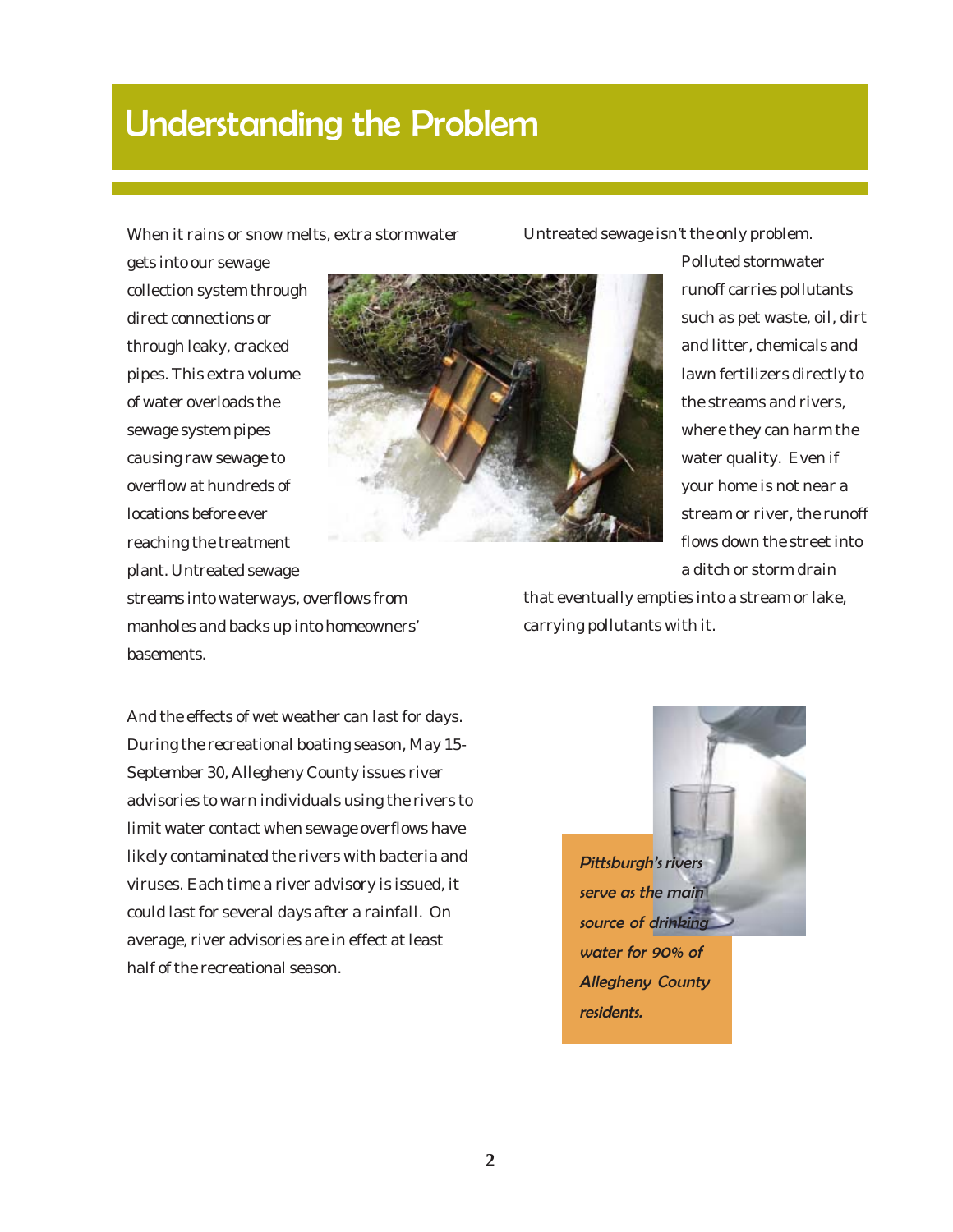# Understanding the Problem

When it rains or snow melts, extra stormwater gets into our sewage collection system through direct connections or through leaky, cracked pipes. This extra volume of water overloads the sewage system pipes causing raw sewage to overflow at hundreds of locations before ever reaching the treatment plant. Untreated sewage streams into waterways, overflows from manholes and backs up into homeowners' basements.

Untreated sewage isn't the only problem. Polluted stormwater runoff carries pollutants such as pet waste, oil, dirt and litter, chemicals and lawn fertilizers directly to the streams and rivers, where they can harm the water quality. Even if your home is not near a stream or river, the runoff flows down the street into a ditch or storm drain that eventually empties into a stream or lake, carrying pollutants with it.

And the effects of wet weather can last for days. During the recreational boating season, May 15-September 30, Allegheny County issues river advisories to warn individuals using the rivers to limit water contact when sewage overflows have likely contaminated the rivers with bacteria and viruses. Each time a river advisory is issued, it could last for several days after a rainfall. On average, river advisories are in effect at least half of the recreational season.

*Pittsburgh's rivers serve as the main source of drinking water for 90% of Allegheny County residents.*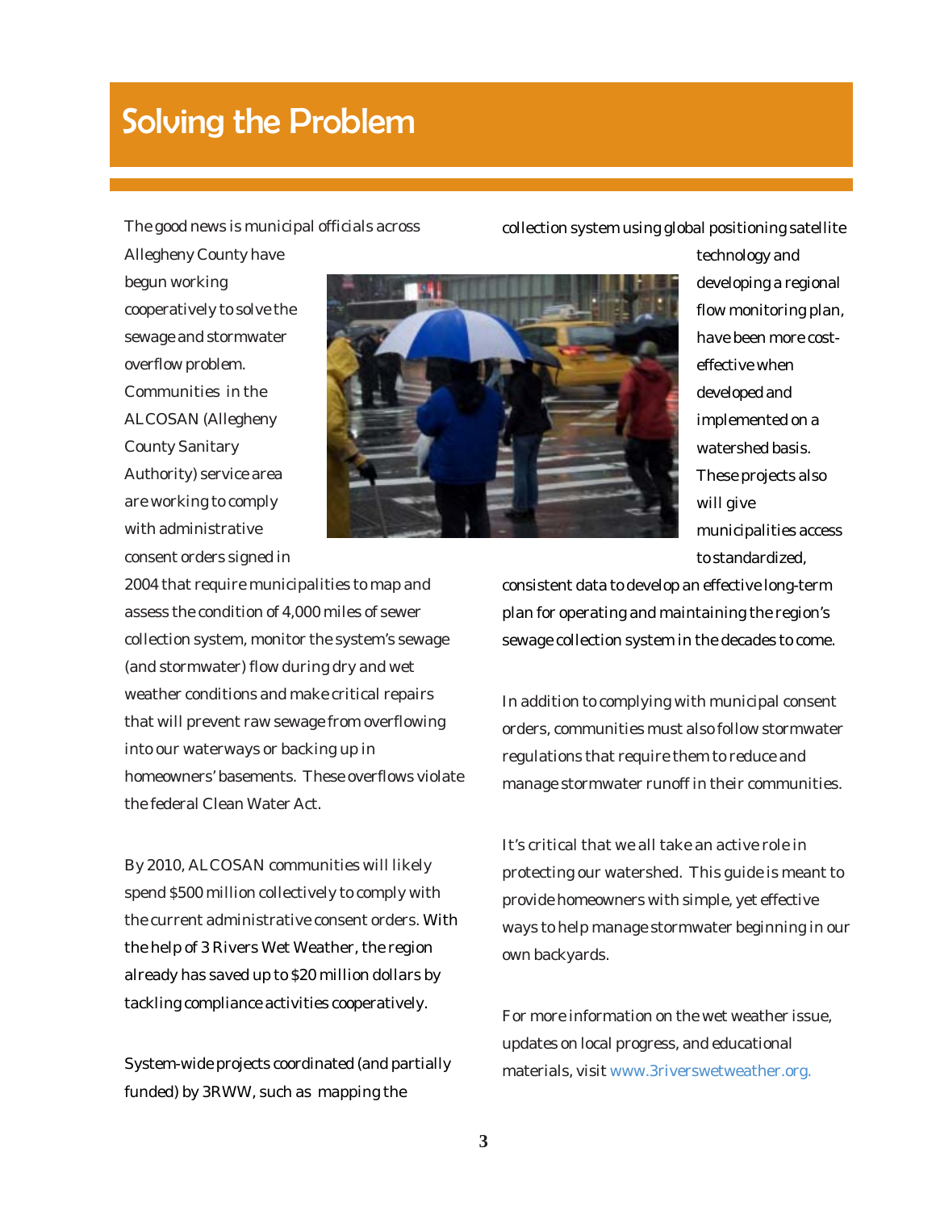# Solving the Problem

The good news is municipal officials across Allegheny County have begun working cooperatively to solve the sewage and stormwater overflow problem. Communities in the ALCOSAN (Allegheny County Sanitary Authority) service area are working to comply with administrative consent orders signed in 2004 that require municipalities to map and assess the condition of 4,000 miles of sewer collection system, monitor the system's sewage (and stormwater) flow during dry and wet weather conditions and make critical repairs that will prevent raw sewage from overflowing into our waterways or backing up in homeowners' basements. These overflows violate the federal Clean Water Act.

By 2010, ALCOSAN communities will likely spend $500 million collectively to comply with the current administrative consent orders. With the help of 3 Rivers Wet Weather, the region already has saved up to $20 million dollars by tackling compliance activities cooperatively.

System-wide projects coordinated (and partially funded) by 3RWW, such as mapping the collection system using global positioning satellite technology and developing a regional flow monitoring plan, have been more cost-effective when developed and implemented on a watershed basis. These projects also will give municipalities access to standardized, consistent data to develop an effective long-term plan for operating and maintaining the region's sewage collection system in the decades to come.

In addition to complying with municipal consent orders, communities must also follow stormwater regulations that require them to reduce and manage stormwater runoff in their communities.

It's critical that we all take an active role in protecting our watershed. This guide is meant to provide homeowners with simple, yet effective ways to help manage stormwater beginning in our own backyards.

For more information on the wet weather issue, updates on local progress, and educational materials, visit www.3riverswetweather.org.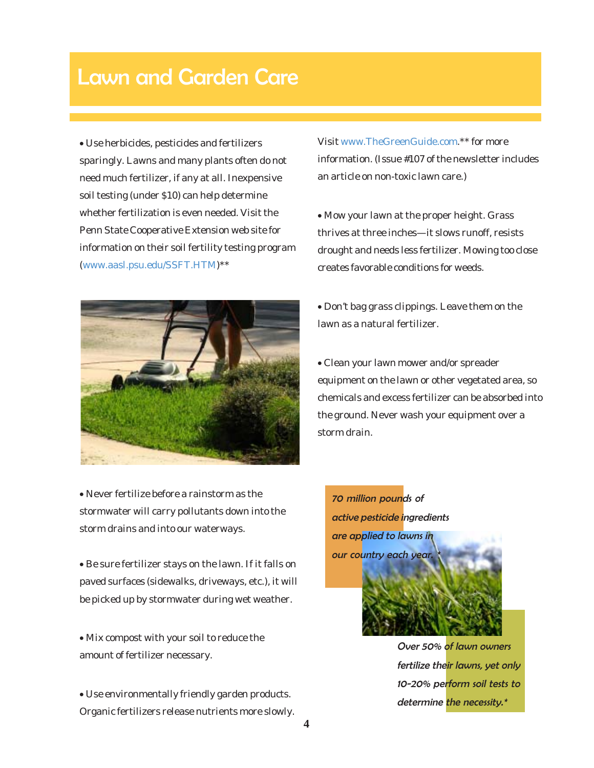# Lawn and Garden Care

- Use herbicides, pesticides and fertilizers sparingly. Lawns and many plants often do not need much fertilizer, if any at all. Inexpensive soil testing (under $10) can help determine whether fertilization is even needed. Visit the Penn State Cooperative Extension web site for information on their soil fertility testing program (www.aasl.psu.edu/SSFT.HTM)**

- Never fertilize before a rainstorm as the stormwater will carry pollutants down into the storm drains and into our waterways.

- Be sure fertilizer stays on the lawn. If it falls on paved surfaces (sidewalks, driveways, etc.), it will be picked up by stormwater during wet weather.

- Mix compost with your soil to reduce the amount of fertilizer necessary.

- Use environmentally friendly garden products. Organic fertilizers release nutrients more slowly. Visit www.TheGreenGuide.com.** for more information. (Issue #107 of the newsletter includes an article on non-toxic lawn care.)

- Mow your lawn at the proper height. Grass thrives at three inches—it slows runoff, resists drought and needs less fertilizer. Mowing too close creates favorable conditions for weeds.

- Don't bag grass clippings. Leave them on the lawn as a natural fertilizer.

- Clean your lawn mower and/or spreader equipment on the lawn or other vegetated area, so chemicals and excess fertilizer can be absorbed into the ground. Never wash your equipment over a storm drain.

*70 million pounds of active pesticide ingredients are applied to lawns in our country each year. **

*Over 50% of lawn owners fertilize their lawns, yet only 10-20% perform soil tests to determine the necessity.**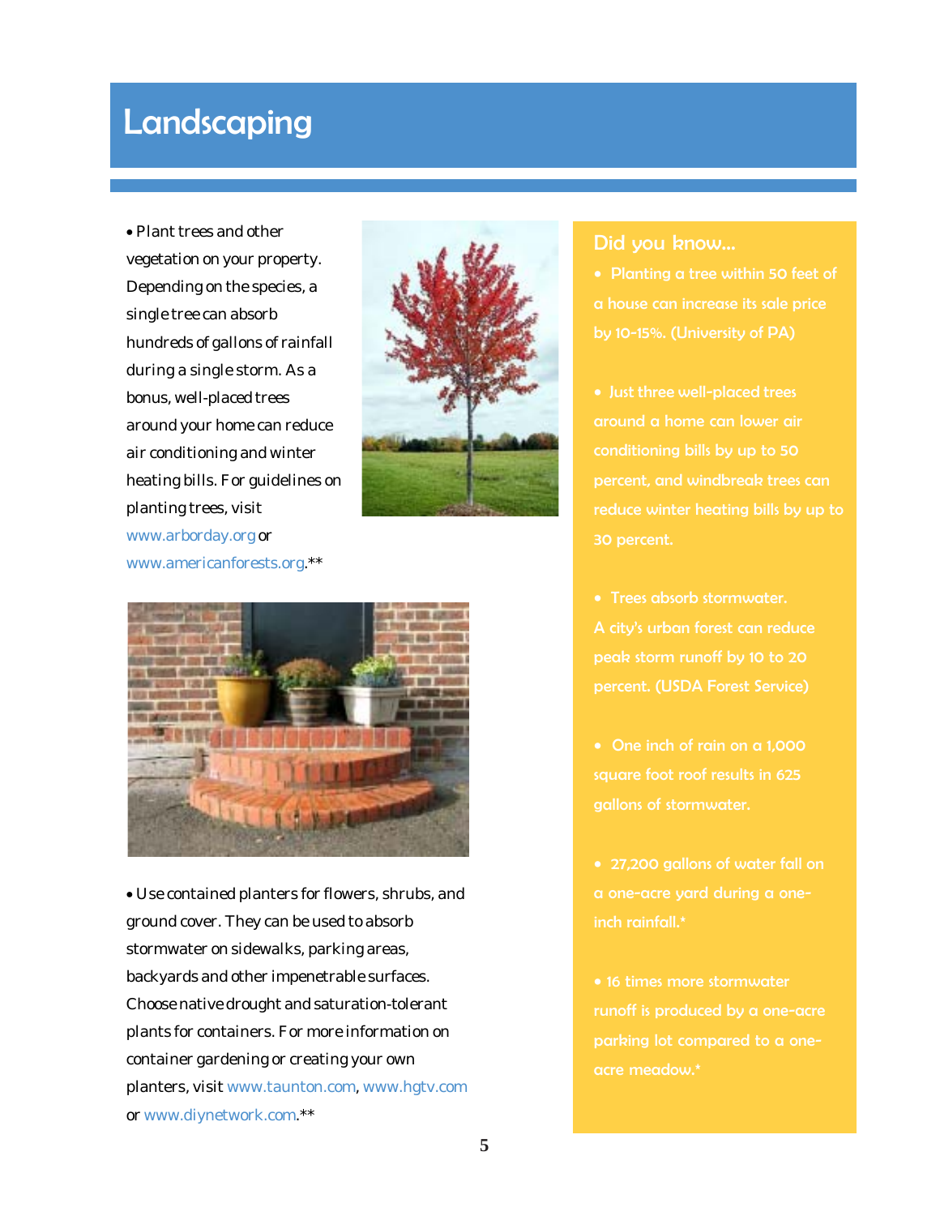# Landscaping

- Plant trees and other vegetation on your property. Depending on the species, a single tree can absorb hundreds of gallons of rainfall during a single storm. As a bonus, well-placed trees around your home can reduce air conditioning and winter heating bills. For guidelines on planting trees, visit www.arborday.org or www.americanforests.org.**

- Use contained planters for flowers, shrubs, and ground cover. They can be used to absorb stormwater on sidewalks, parking areas, backyards and other impenetrable surfaces. Choose native drought and saturation-tolerant plants for containers. For more information on container gardening or creating your own planters, visit www.taunton.com, www.hgtv.com or www.diynetwork.com.**

## Did you know...

- Planting a tree within 50 feet of a house can increase its sale price by 10-15%. (University of PA)

- Just three well-placed trees around a home can lower air conditioning bills by up to 50 percent, and windbreak trees can reduce winter heating bills by up to 30 percent.

- Trees absorb stormwater. A city's urban forest can reduce peak storm runoff by 10 to 20 percent. (USDA Forest Service)

- One inch of rain on a 1,000 square foot roof results in 625 gallons of stormwater.

- 27,200 gallons of water fall on a one-acre yard during a one-inch rainfall.*

- 16 times more stormwater runoff is produced by a one-acre parking lot compared to a one-acre meadow.*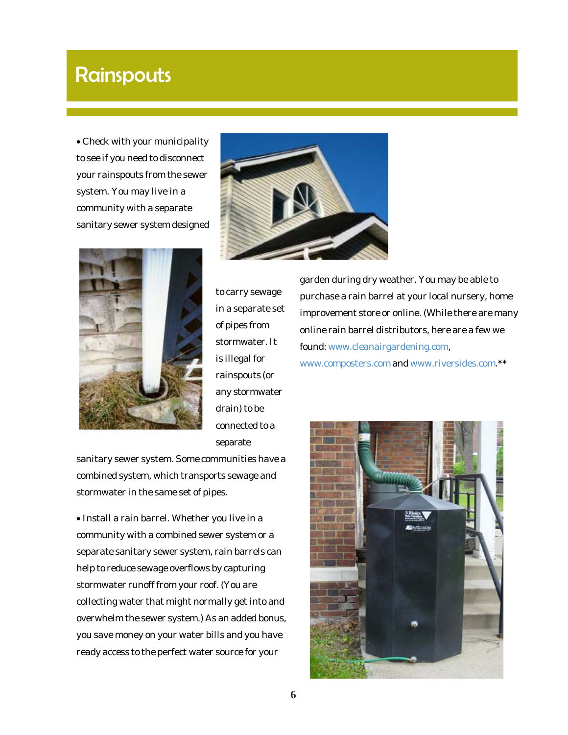# Rainspouts

- Check with your municipality to see if you need to disconnect your rainspouts from the sewer system. You may live in a community with a separate sanitary sewer system designed to carry sewage in a separate set of pipes from stormwater. It is illegal for rainspouts (or any stormwater drain) to be connected to a separate sanitary sewer system. Some communities have a combined system, which transports sewage and stormwater in the same set of pipes.

- Install a rain barrel. Whether you live in a community with a combined sewer system or a separate sanitary sewer system, rain barrels can help to reduce sewage overflows by capturing stormwater runoff from your roof. (You are collecting water that might normally get into and overwhelm the sewer system.) As an added bonus, you save money on your water bills and you have ready access to the perfect water source for your garden during dry weather. You may be able to purchase a rain barrel at your local nursery, home improvement store or online. (While there are many online rain barrel distributors, here are a few we found: www.cleanairgardening.com, www.composters.com and www.riversides.com.**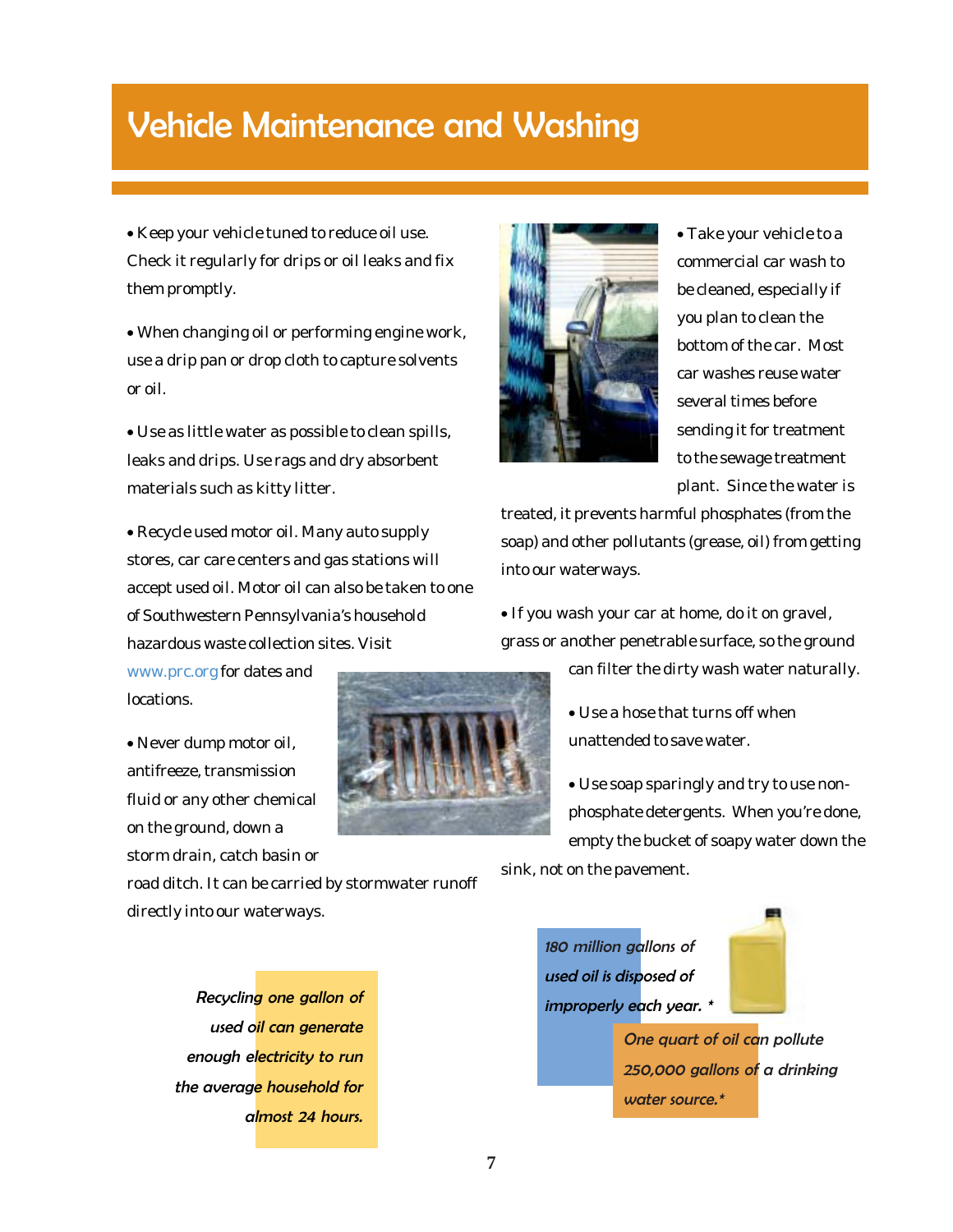# Vehicle Maintenance and Washing

- Keep your vehicle tuned to reduce oil use. Check it regularly for drips or oil leaks and fix them promptly.

- When changing oil or performing engine work, use a drip pan or drop cloth to capture solvents or oil.

- Use as little water as possible to clean spills, leaks and drips. Use rags and dry absorbent materials such as kitty litter.

- Recycle used motor oil. Many auto supply stores, car care centers and gas stations will accept used oil. Motor oil can also be taken to one of Southwestern Pennsylvania's household hazardous waste collection sites. Visit www.prc.org for dates and locations.

- Never dump motor oil, antifreeze, transmission fluid or any other chemical on the ground, down a storm drain, catch basin or road ditch. It can be carried by stormwater runoff directly into our waterways.

- Take your vehicle to a commercial car wash to be cleaned, especially if you plan to clean the bottom of the car. Most car washes reuse water several times before sending it for treatment to the sewage treatment plant. Since the water is treated, it prevents harmful phosphates (from the soap) and other pollutants (grease, oil) from getting into our waterways.

- If you wash your car at home, do it on gravel, grass or another penetrable surface, so the ground can filter the dirty wash water naturally.

- Use a hose that turns off when unattended to save water.

- Use soap sparingly and try to use non-phosphate detergents. When you're done, empty the bucket of soapy water down the sink, not on the pavement.

*Recycling one gallon of used oil can generate enough electricity to run the average household for almost 24 hours.*

*180 million gallons of used oil is disposed of improperly each year. **

*One quart of oil can pollute 250,000 gallons of a drinking water source.**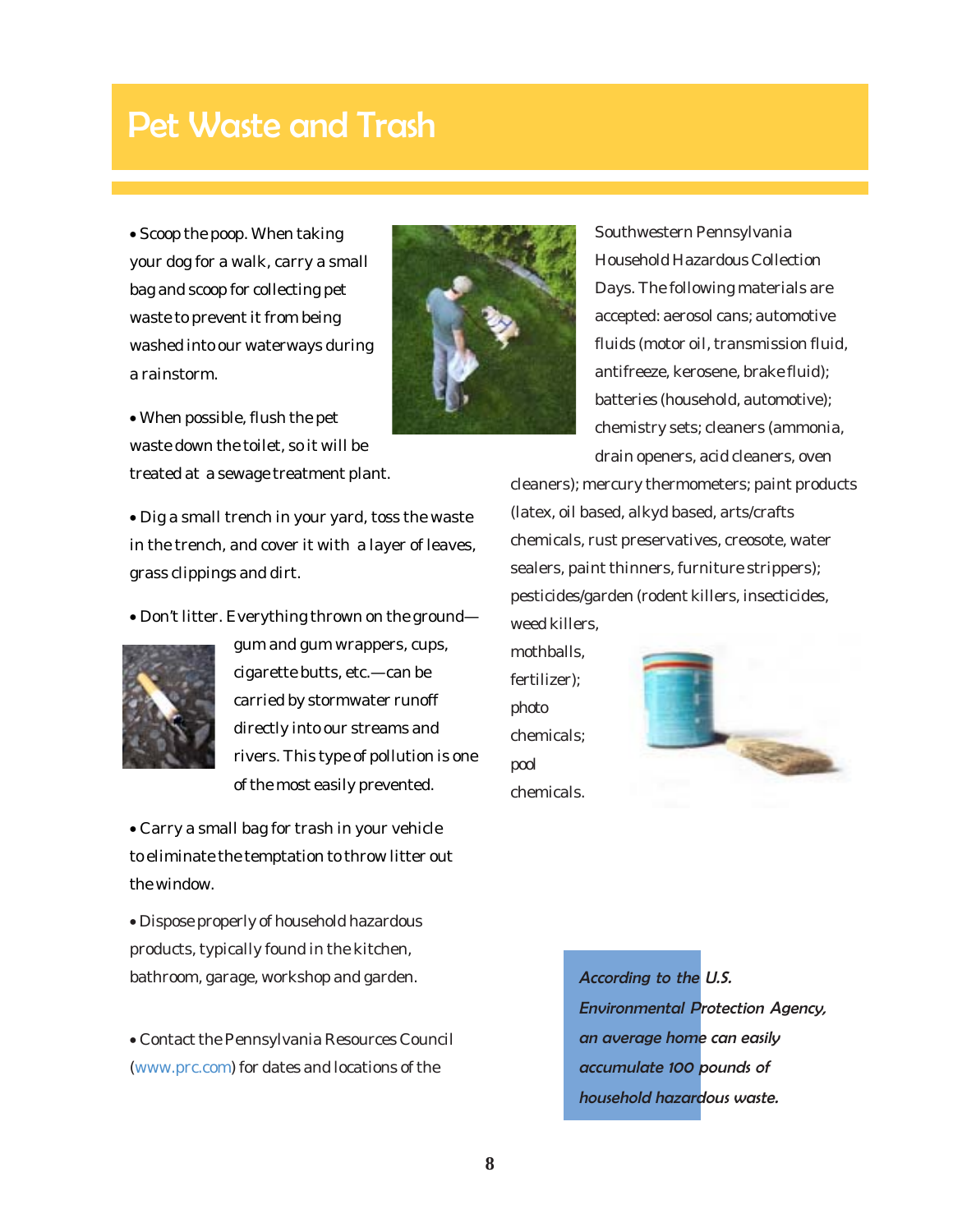# Pet Waste and Trash

- Scoop the poop. When taking your dog for a walk, carry a small bag and scoop for collecting pet waste to prevent it from being washed into our waterways during a rainstorm.

- When possible, flush the pet waste down the toilet, so it will be treated at a sewage treatment plant.

- Dig a small trench in your yard, toss the waste in the trench, and cover it with a layer of leaves, grass clippings and dirt.

- Don't litter. Everything thrown on the ground—gum and gum wrappers, cups, cigarette butts, etc.—can be carried by stormwater runoff directly into our streams and rivers. This type of pollution is one of the most easily prevented.

- Carry a small bag for trash in your vehicle to eliminate the temptation to throw litter out the window.

- Dispose properly of household hazardous products, typically found in the kitchen, bathroom, garage, workshop and garden.

- Contact the Pennsylvania Resources Council (www.prc.com) for dates and locations of the Southwestern Pennsylvania Household Hazardous Collection Days. The following materials are accepted: aerosol cans; automotive fluids (motor oil, transmission fluid, antifreeze, kerosene, brake fluid); batteries (household, automotive); chemistry sets; cleaners (ammonia, drain openers, acid cleaners, oven cleaners); mercury thermometers; paint products (latex, oil based, alkyd based, arts/crafts chemicals, rust preservatives, creosote, water sealers, paint thinners, furniture strippers); pesticides/garden (rodent killers, insecticides, weed killers, mothballs, fertilizer); photo chemicals; pool chemicals.

*According to the U.S. Environmental Protection Agency, an average home can easily accumulate 100 pounds of household hazardous waste.*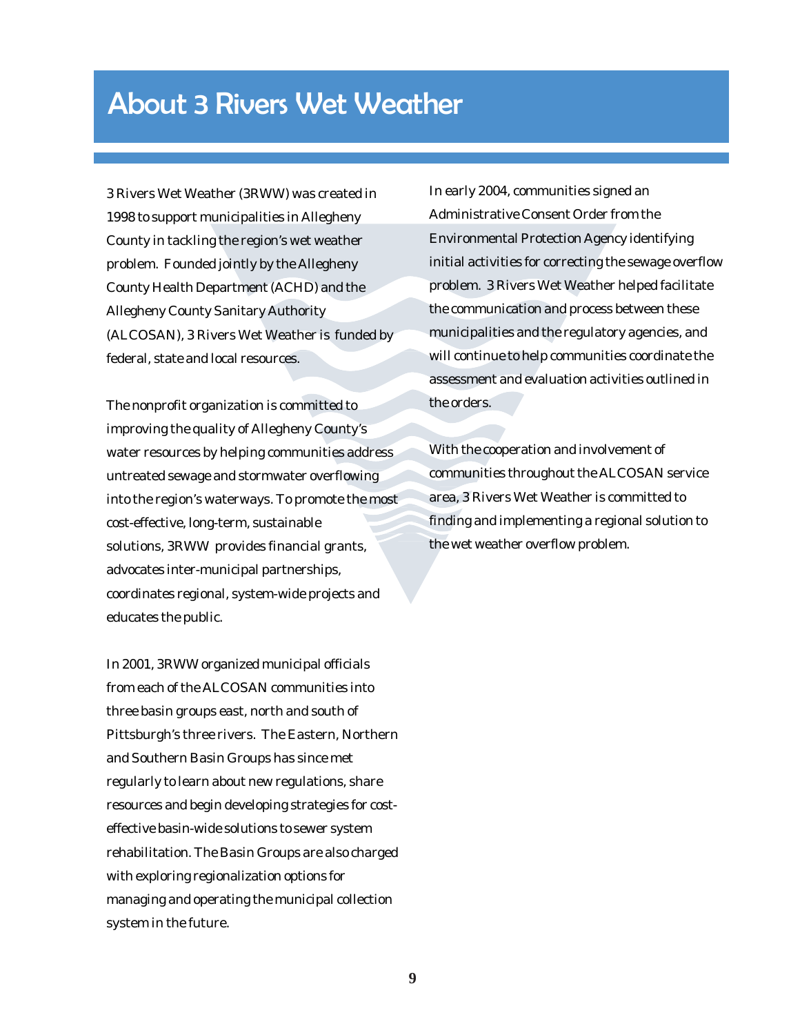# About 3 Rivers Wet Weather

3 Rivers Wet Weather (3RWW) was created in 1998 to support municipalities in Allegheny County in tackling the region's wet weather problem. Founded jointly by the Allegheny County Health Department (ACHD) and the Allegheny County Sanitary Authority (ALCOSAN), 3 Rivers Wet Weather is funded by federal, state and local resources.

The nonprofit organization is committed to improving the quality of Allegheny County's water resources by helping communities address untreated sewage and stormwater overflowing into the region's waterways. To promote the most cost-effective, long-term, sustainable solutions, 3RWW provides financial grants, advocates inter-municipal partnerships, coordinates regional, system-wide projects and educates the public.

In 2001, 3RWW organized municipal officials from each of the ALCOSAN communities into three basin groups east, north and south of Pittsburgh's three rivers. The Eastern, Northern and Southern Basin Groups has since met regularly to learn about new regulations, share resources and begin developing strategies for cost-effective basin-wide solutions to sewer system rehabilitation. The Basin Groups are also charged with exploring regionalization options for managing and operating the municipal collection system in the future.

In early 2004, communities signed an Administrative Consent Order from the Environmental Protection Agency identifying initial activities for correcting the sewage overflow problem. 3 Rivers Wet Weather helped facilitate the communication and process between these municipalities and the regulatory agencies, and will continue to help communities coordinate the assessment and evaluation activities outlined in the orders.

With the cooperation and involvement of communities throughout the ALCOSAN service area, 3 Rivers Wet Weather is committed to finding and implementing a regional solution to the wet weather overflow problem.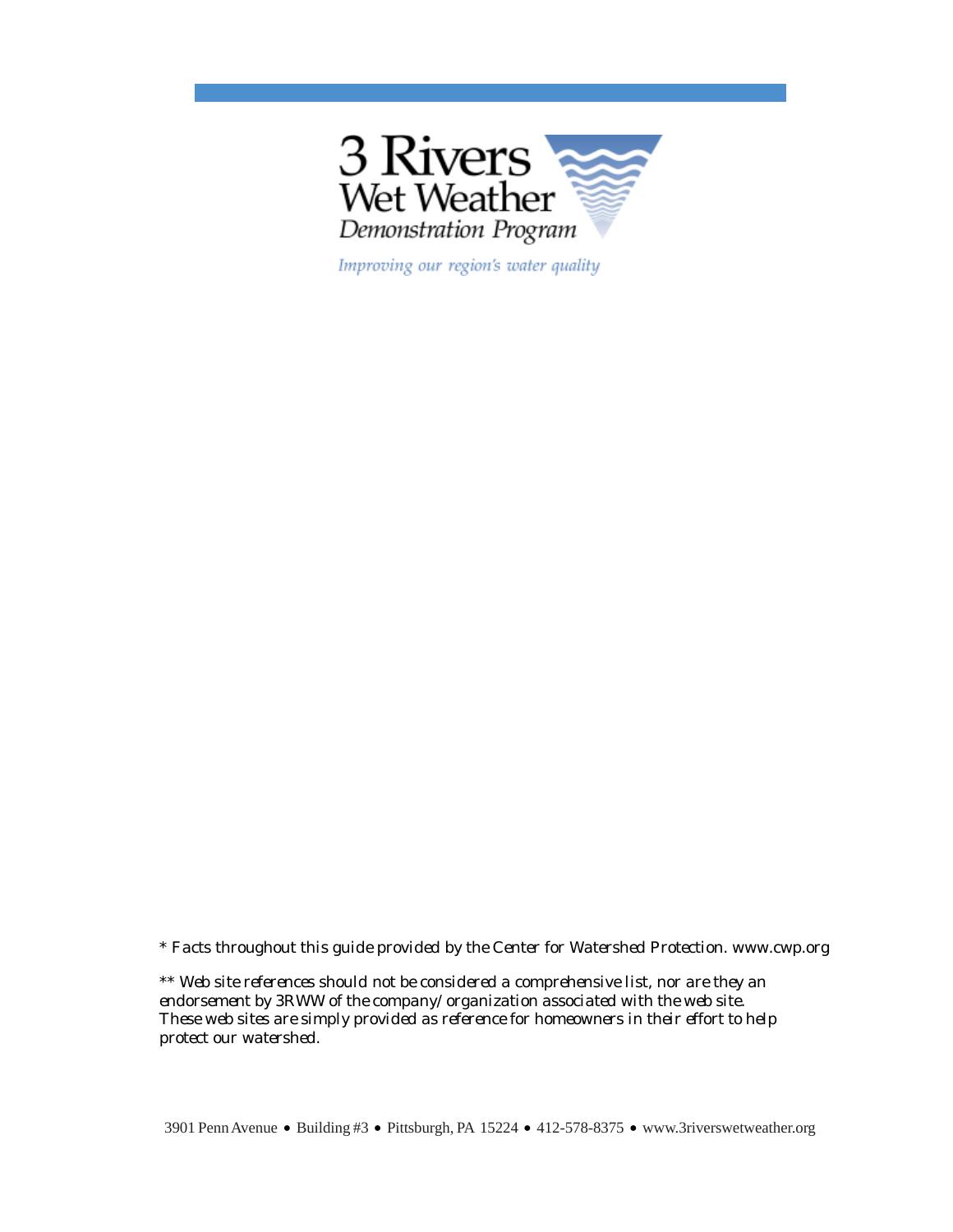3 Rivers Wet Weather Demonstration Program

*Improving our region's water quality*

\* Facts throughout this guide provided by the Center for Watershed Protection. www.cwp.org

\*\* Web site references should not be considered a comprehensive list, nor are they an endorsement by 3RWW of the company/organization associated with the web site. These web sites are simply provided as reference for homeowners in their effort to help protect our watershed.

3901 Penn Avenue • Building #3 • Pittsburgh, PA 15224 • 412-578-8375 • www.3riverswetweather.org